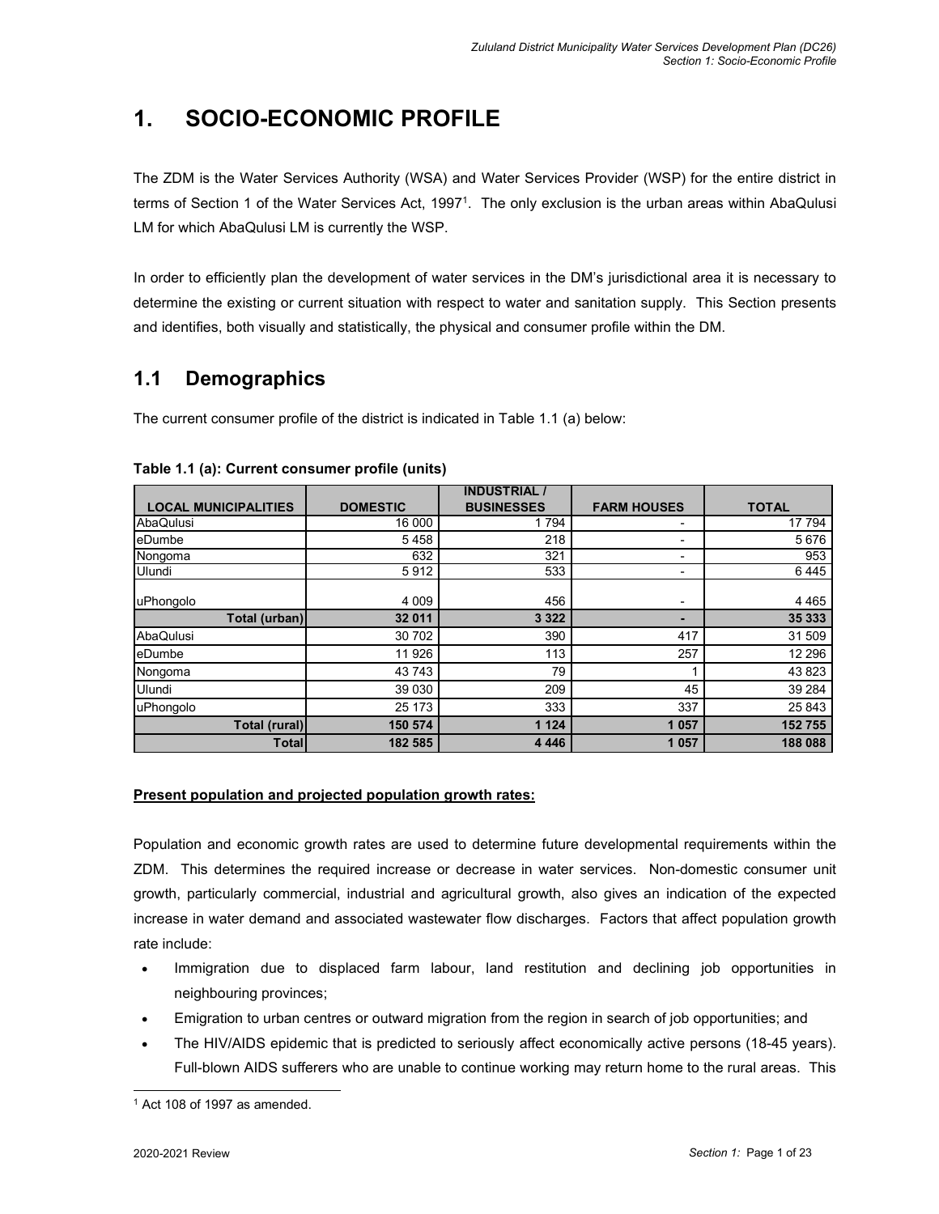# 1. SOCIO-ECONOMIC PROFILE

The ZDM is the Water Services Authority (WSA) and Water Services Provider (WSP) for the entire district in terms of Section 1 of the Water Services Act, 1997[1]. The only exclusion is the urban areas within AbaQulusi LM for which AbaQulusi LM is currently the WSP.

In order to efficiently plan the development of water services in the DM's jurisdictional area it is necessary to determine the existing or current situation with respect to water and sanitation supply. This Section presents and identifies, both visually and statistically, the physical and consumer profile within the DM.

## 1.1 Demographics

The current consumer profile of the district is indicated in Table 1.1 (a) below:

**Table 1.1 (a): Current consumer profile (units)**

| LOCAL MUNICIPALITIES | DOMESTIC | INDUSTRIAL / BUSINESSES | FARM HOUSES | TOTAL |
|---|---|---|---|---|
| AbaQulusi | 16 000 | 1 794 | - | 17 794 |
| eDumbe | 5 458 | 218 | - | 5 676 |
| Nongoma | 632 | 321 | - | 953 |
| Ulundi | 5 912 | 533 | - | 6 445 |
| uPhongolo | 4 009 | 456 | - | 4 465 |
| **Total (urban)** | **32 011** | **3 322** | **-** | **35 333** |
| AbaQulusi | 30 702 | 390 | 417 | 31 509 |
| eDumbe | 11 926 | 113 | 257 | 12 296 |
| Nongoma | 43 743 | 79 | 1 | 43 823 |
| Ulundi | 39 030 | 209 | 45 | 39 284 |
| uPhongolo | 25 173 | 333 | 337 | 25 843 |
| **Total (rural)** | **150 574** | **1 124** | **1 057** | **152 755** |
| **Total** | **182 585** | **4 446** | **1 057** | **188 088** |

**Present population and projected population growth rates:**

Population and economic growth rates are used to determine future developmental requirements within the ZDM. This determines the required increase or decrease in water services. Non-domestic consumer unit growth, particularly commercial, industrial and agricultural growth, also gives an indication of the expected increase in water demand and associated wastewater flow discharges. Factors that affect population growth rate include:

- Immigration due to displaced farm labour, land restitution and declining job opportunities in neighbouring provinces;
- Emigration to urban centres or outward migration from the region in search of job opportunities; and
- The HIV/AIDS epidemic that is predicted to seriously affect economically active persons (18-45 years). Full-blown AIDS sufferers who are unable to continue working may return home to the rural areas. This

[1] Act 108 of 1997 as amended.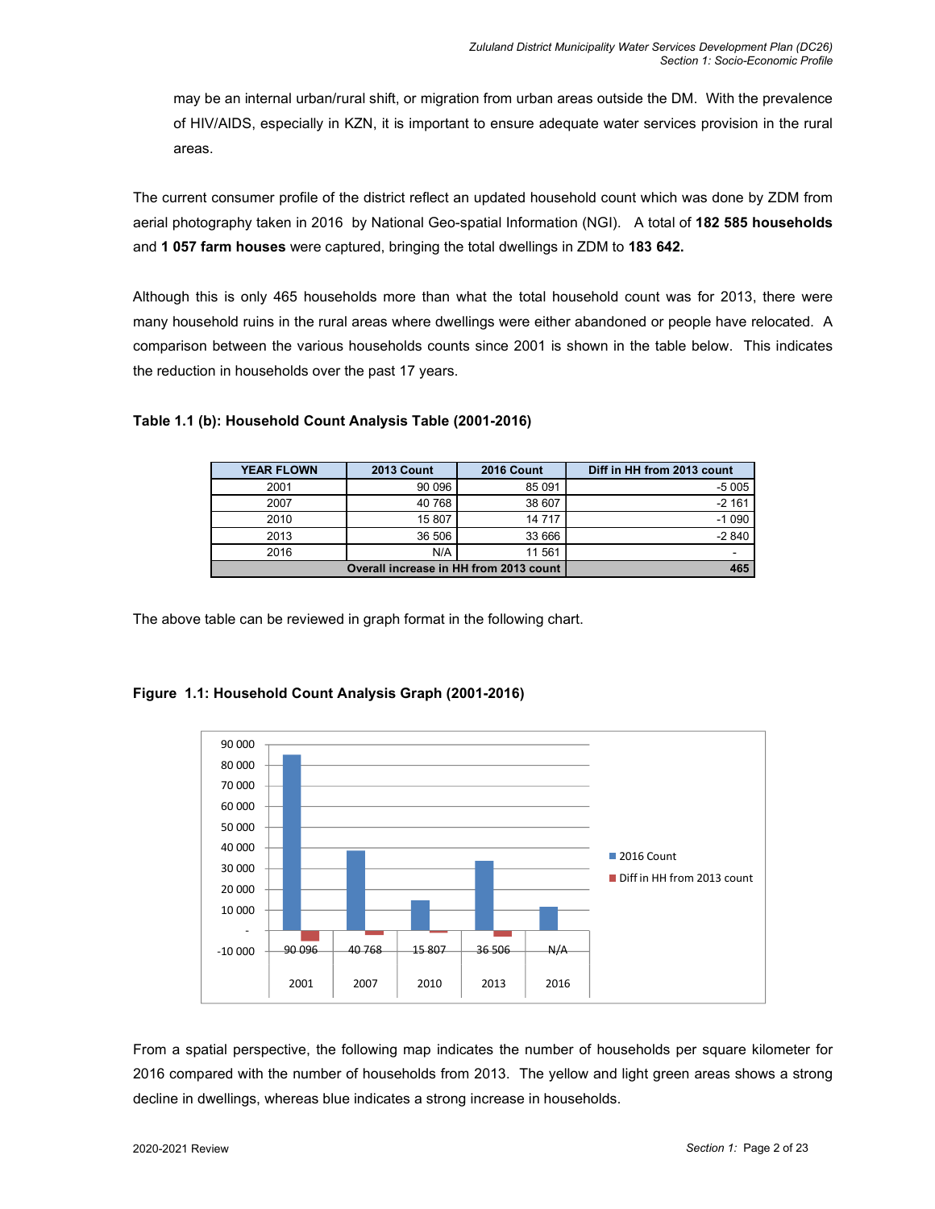may be an internal urban/rural shift, or migration from urban areas outside the DM. With the prevalence of HIV/AIDS, especially in KZN, it is important to ensure adequate water services provision in the rural areas.

The current consumer profile of the district reflect an updated household count which was done by ZDM from aerial photography taken in 2016 by National Geo-spatial Information (NGI). A total of **182 585 households** and **1 057 farm houses** were captured, bringing the total dwellings in ZDM to **183 642.**

Although this is only 465 households more than what the total household count was for 2013, there were many household ruins in the rural areas where dwellings were either abandoned or people have relocated. A comparison between the various households counts since 2001 is shown in the table below. This indicates the reduction in households over the past 17 years.

**Table 1.1 (b): Household Count Analysis Table (2001-2016)**

| YEAR FLOWN | 2013 Count | 2016 Count | Diff in HH from 2013 count |
|---|---|---|---|
| 2001 | 90 096 | 85 091 | -5 005 |
| 2007 | 40 768 | 38 607 | -2 161 |
| 2010 | 15 807 | 14 717 | -1 090 |
| 2013 | 36 506 | 33 666 | -2 840 |
| 2016 | N/A | 11 561 | - |
| **Overall increase in HH from 2013 count** | | | **465** |

The above table can be reviewed in graph format in the following chart.

**Figure 1.1: Household Count Analysis Graph (2001-2016)**

From a spatial perspective, the following map indicates the number of households per square kilometer for 2016 compared with the number of households from 2013. The yellow and light green areas shows a strong decline in dwellings, whereas blue indicates a strong increase in households.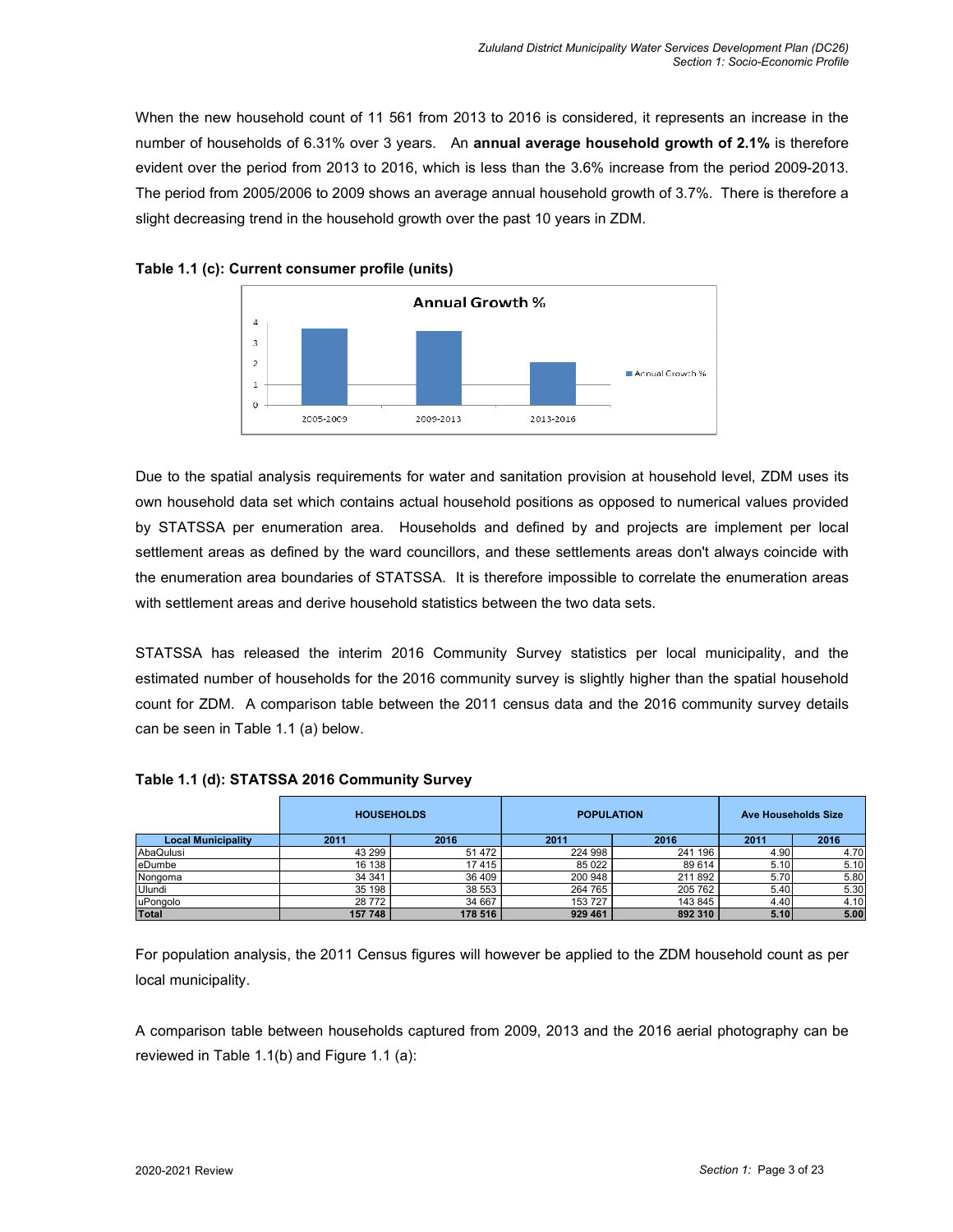When the new household count of 11 561 from 2013 to 2016 is considered, it represents an increase in the number of households of 6.31% over 3 years. An **annual average household growth of 2.1%** is therefore evident over the period from 2013 to 2016, which is less than the 3.6% increase from the period 2009-2013. The period from 2005/2006 to 2009 shows an average annual household growth of 3.7%. There is therefore a slight decreasing trend in the household growth over the past 10 years in ZDM.

**Table 1.1 (c): Current consumer profile (units)**

Due to the spatial analysis requirements for water and sanitation provision at household level, ZDM uses its own household data set which contains actual household positions as opposed to numerical values provided by STATSSA per enumeration area. Households and defined by and projects are implement per local settlement areas as defined by the ward councillors, and these settlements areas don't always coincide with the enumeration area boundaries of STATSSA. It is therefore impossible to correlate the enumeration areas with settlement areas and derive household statistics between the two data sets.

STATSSA has released the interim 2016 Community Survey statistics per local municipality, and the estimated number of households for the 2016 community survey is slightly higher than the spatial household count for ZDM. A comparison table between the 2011 census data and the 2016 community survey details can be seen in Table 1.1 (a) below.

**Table 1.1 (d): STATSSA 2016 Community Survey**

| | HOUSEHOLDS | | POPULATION | | Ave Households Size | |
|---|---|---|---|---|---|---|
| **Local Municipality** | **2011** | **2016** | **2011** | **2016** | **2011** | **2016** |
| AbaQulusi | 43 299 | 51 472 | 224 998 | 241 196 | 4.90 | 4.70 |
| eDumbe | 16 138 | 17 415 | 85 022 | 89 614 | 5.10 | 5.10 |
| Nongoma | 34 341 | 36 409 | 200 948 | 211 892 | 5.70 | 5.80 |
| Ulundi | 35 198 | 38 553 | 264 765 | 205 762 | 5.40 | 5.30 |
| uPongolo | 28 772 | 34 667 | 153 727 | 143 845 | 4.40 | 4.10 |
| **Total** | **157 748** | **178 516** | **929 461** | **892 310** | **5.10** | **5.00** |

For population analysis, the 2011 Census figures will however be applied to the ZDM household count as per local municipality.

A comparison table between households captured from 2009, 2013 and the 2016 aerial photography can be reviewed in Table 1.1(b) and Figure 1.1 (a):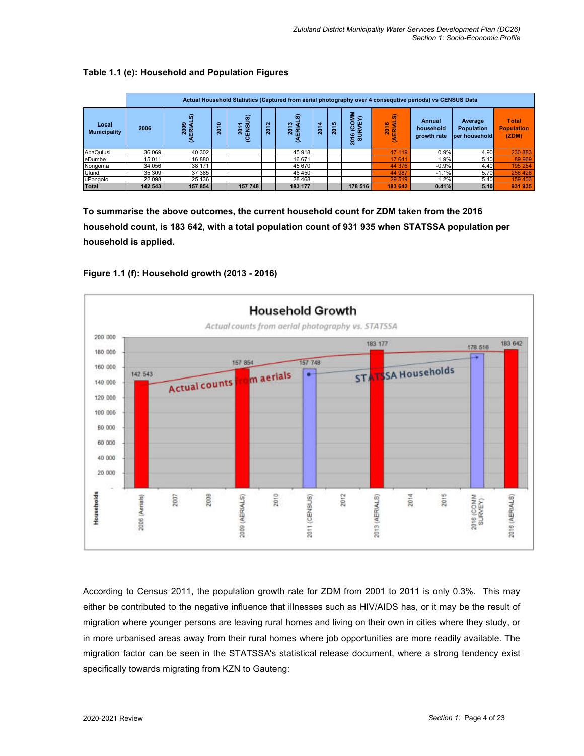**Table 1.1 (e): Household and Population Figures**

| | Actual Household Statistics (Captured from aerial photography over 4 consequtive periods) vs CENSUS Data | | | | | | | | | | | | |
|---|---|---|---|---|---|---|---|---|---|---|---|---|---|
| **Local Municipality** | **2006** | **2009 (AERIALS)** | **2010** | **2011 (CENSUS)** | **2012** | **2013 (AERIALS)** | **2014** | **2015** | **2016 (COMM SURVEY)** | **2016 (AERIALS)** | **Annual household growth rate** | **Average Population per household** | **Total Population (ZDM)** |
| AbaQulusi | 36 069 | 40 302 | | | | 45 918 | | | | 47 119 | 0.9% | 4.90 | 230 883 |
| eDumbe | 15 011 | 16 880 | | | | 16 671 | | | | 17 641 | 1.9% | 5.10 | 89 969 |
| Nongoma | 34 056 | 38 171 | | | | 45 670 | | | | 44 376 | -0.9% | 4.40 | 195 254 |
| Ulundi | 35 309 | 37 365 | | | | 46 450 | | | | 44 987 | -1.1% | 5.70 | 256 426 |
| uPongolo | 22 098 | 25 136 | | | | 28 468 | | | | 29 519 | 1.2% | 5.40 | 159 403 |
| **Total** | **142 543** | **157 854** | | **157 748** | | **183 177** | | | **178 516** | **183 642** | **0.41%** | **5.10** | **931 935** |

**To summarise the above outcomes, the current household count for ZDM taken from the 2016 household count, is 183 642, with a total population count of 931 935 when STATSSA population per household is applied.**

**Figure 1.1 (f): Household growth (2013 - 2016)**

According to Census 2011, the population growth rate for ZDM from 2001 to 2011 is only 0.3%. This may either be contributed to the negative influence that illnesses such as HIV/AIDS has, or it may be the result of migration where younger persons are leaving rural homes and living on their own in cities where they study, or in more urbanised areas away from their rural homes where job opportunities are more readily available. The migration factor can be seen in the STATSSA's statistical release document, where a strong tendency exist specifically towards migrating from KZN to Gauteng: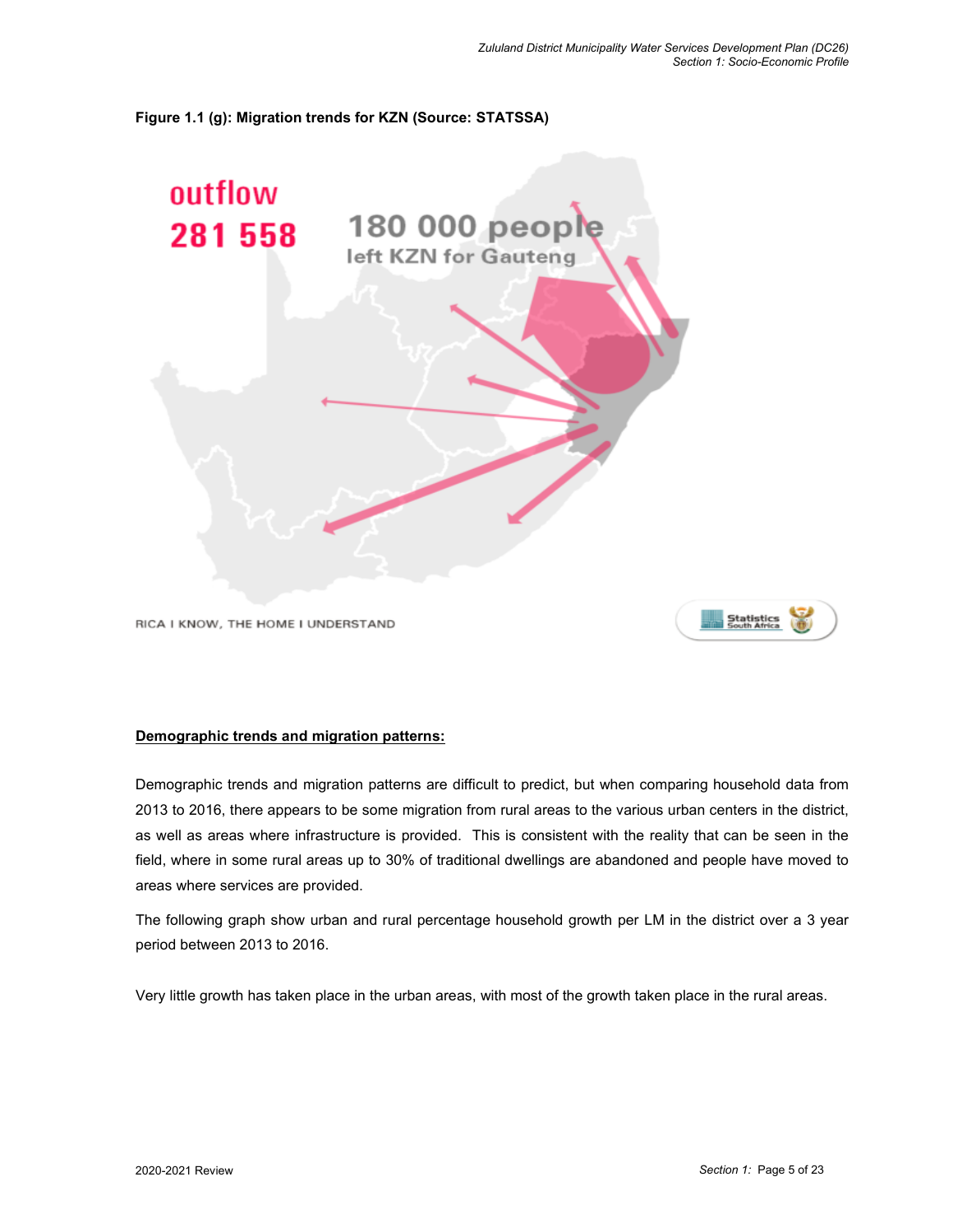**Figure 1.1 (g): Migration trends for KZN (Source: STATSSA)**

outflow
281 558

180 000 people
left KZN for Gauteng

RICA I KNOW, THE HOME I UNDERSTAND

**Demographic trends and migration patterns:**

Demographic trends and migration patterns are difficult to predict, but when comparing household data from 2013 to 2016, there appears to be some migration from rural areas to the various urban centers in the district, as well as areas where infrastructure is provided. This is consistent with the reality that can be seen in the field, where in some rural areas up to 30% of traditional dwellings are abandoned and people have moved to areas where services are provided.

The following graph show urban and rural percentage household growth per LM in the district over a 3 year period between 2013 to 2016.

Very little growth has taken place in the urban areas, with most of the growth taken place in the rural areas.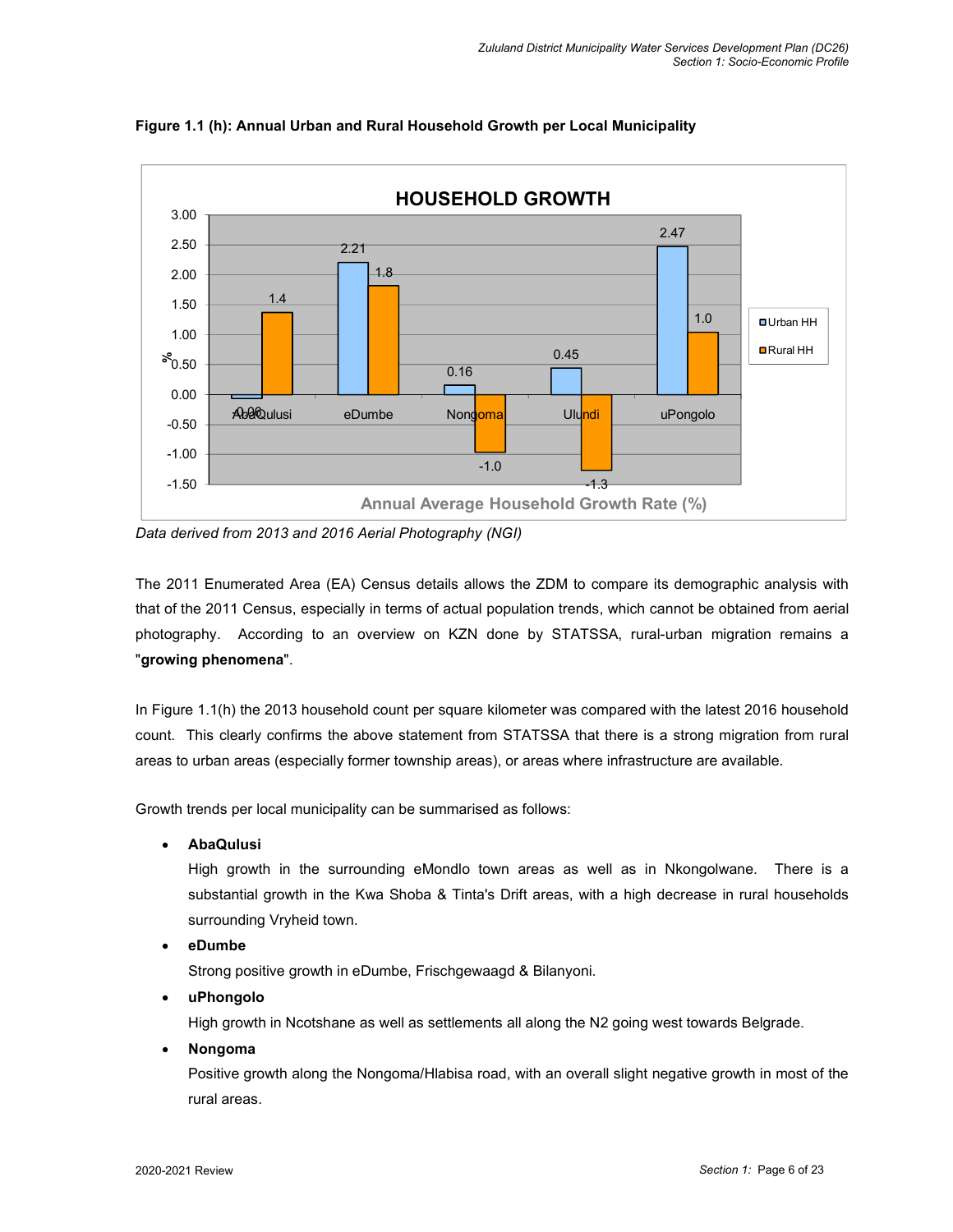**Figure 1.1 (h): Annual Urban and Rural Household Growth per Local Municipality**

| Local Municipality | Urban HH (%) | Rural HH (%) |
|---|---|---|
| AbaQulusi | -0.06 | 1.4 |
| eDumbe | 2.21 | 1.8 |
| Nongoma | 0.16 | -1.0 |
| Ulundi | 0.45 | -1.3 |
| uPongolo | 2.47 | 1.0 |

HOUSEHOLD GROWTH — Annual Average Household Growth Rate (%)

*Data derived from 2013 and 2016 Aerial Photography (NGI)*

The 2011 Enumerated Area (EA) Census details allows the ZDM to compare its demographic analysis with that of the 2011 Census, especially in terms of actual population trends, which cannot be obtained from aerial photography. According to an overview on KZN done by STATSSA, rural-urban migration remains a "**growing phenomena**".

In Figure 1.1(h) the 2013 household count per square kilometer was compared with the latest 2016 household count. This clearly confirms the above statement from STATSSA that there is a strong migration from rural areas to urban areas (especially former township areas), or areas where infrastructure are available.

Growth trends per local municipality can be summarised as follows:

- **AbaQulusi**
  High growth in the surrounding eMondlo town areas as well as in Nkongolwane. There is a substantial growth in the Kwa Shoba & Tinta's Drift areas, with a high decrease in rural households surrounding Vryheid town.
- **eDumbe**
  Strong positive growth in eDumbe, Frischgewaagd & Bilanyoni.
- **uPhongolo**
  High growth in Ncotshane as well as settlements all along the N2 going west towards Belgrade.
- **Nongoma**
  Positive growth along the Nongoma/Hlabisa road, with an overall slight negative growth in most of the rural areas.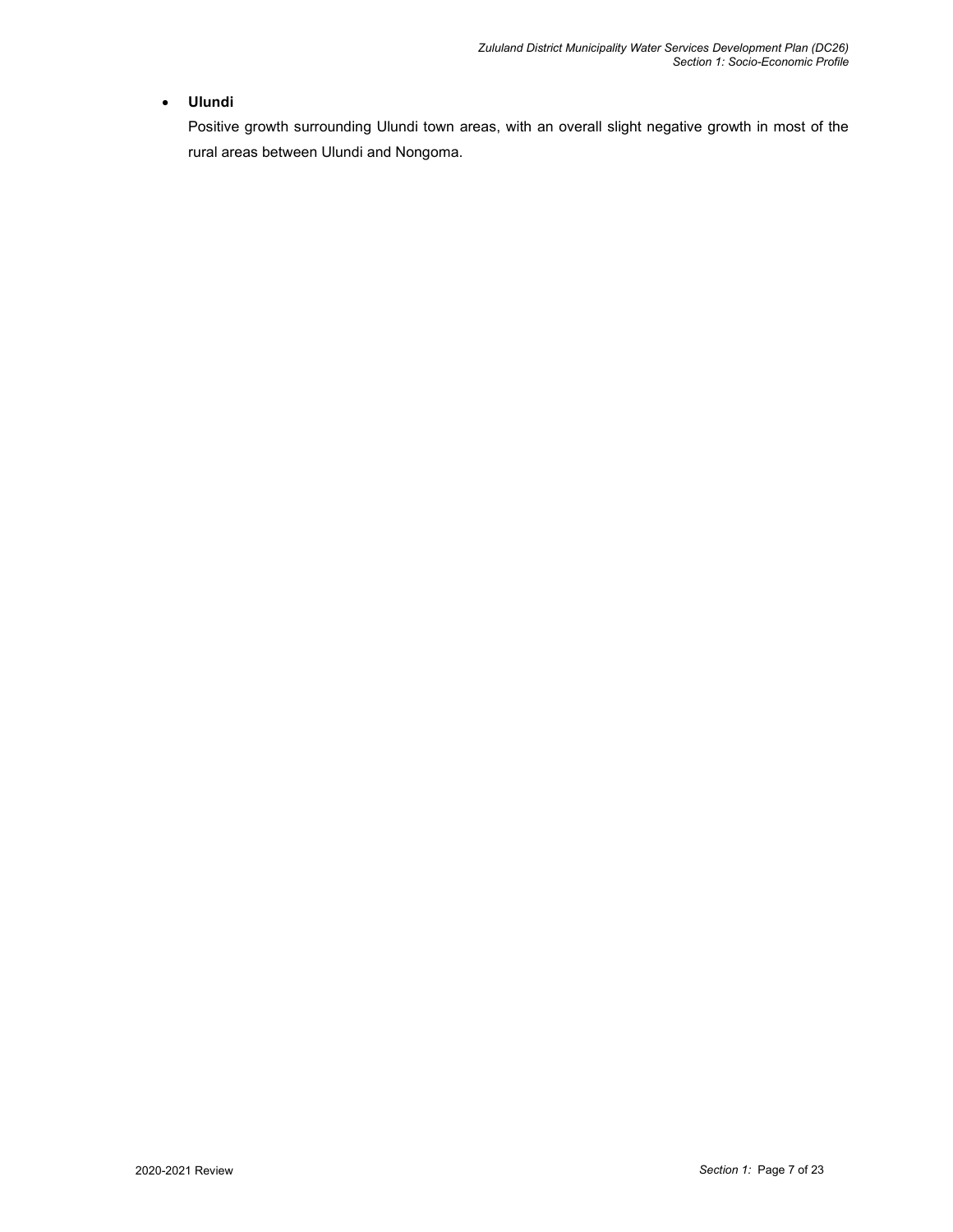- **Ulundi**

  Positive growth surrounding Ulundi town areas, with an overall slight negative growth in most of the rural areas between Ulundi and Nongoma.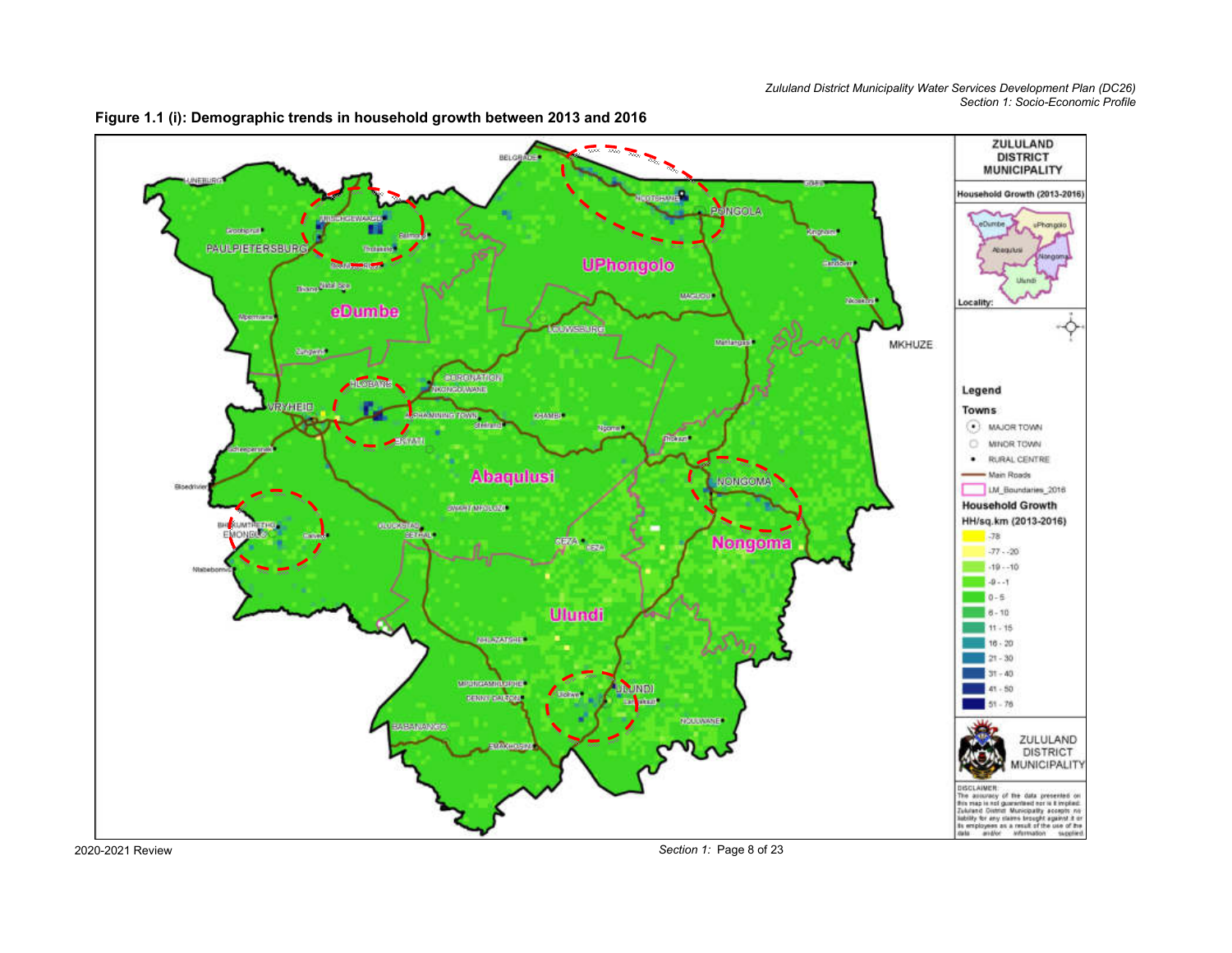**Figure 1.1 (i): Demographic trends in household growth between 2013 and 2016**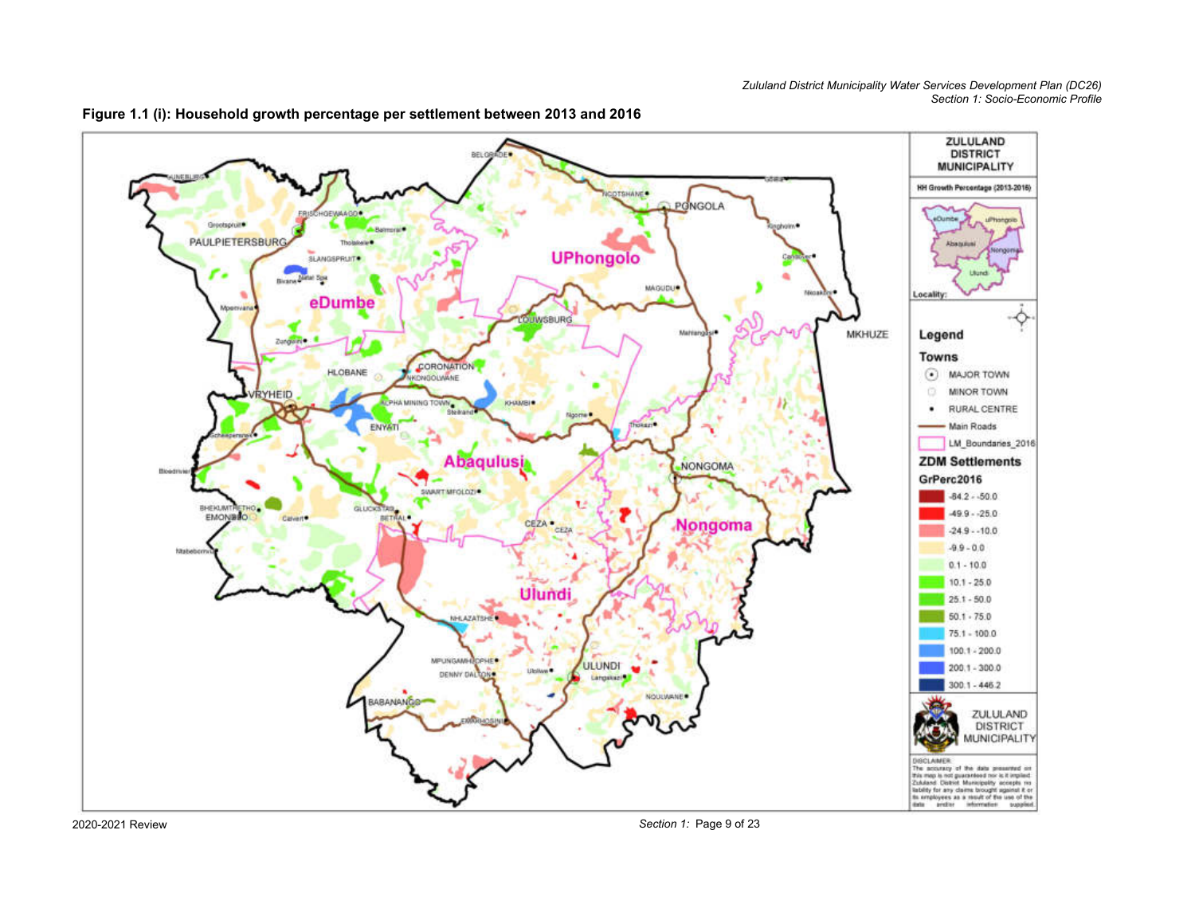**Figure 1.1 (i): Household growth percentage per settlement between 2013 and 2016**

ZULULAND DISTRICT MUNICIPALITY

HH Growth Percentage (2013-2016)

Locality:

Legend

Towns

- MAJOR TOWN
- MINOR TOWN
- RURAL CENTRE
- Main Roads
- LM_Boundaries_2016

ZDM Settlements

GrPerc2016

- -84.2 - -50.0
- -49.9 - -25.0
- -24.9 - -10.0
- -9.9 - 0.0
- 0.1 - 10.0
- 10.1 - 25.0
- 25.1 - 50.0
- 50.1 - 75.0
- 75.1 - 100.0
- 100.1 - 200.0
- 200.1 - 300.0
- 300.1 - 446.2

ZULULAND DISTRICT MUNICIPALITY

DISCLAIMER: The accuracy of the data presented on this map is not guaranteed nor is it implied. Zululand District Municipality accepts no liability for any claims brought against it or its employees as a result of the use of the data and/or information supplied.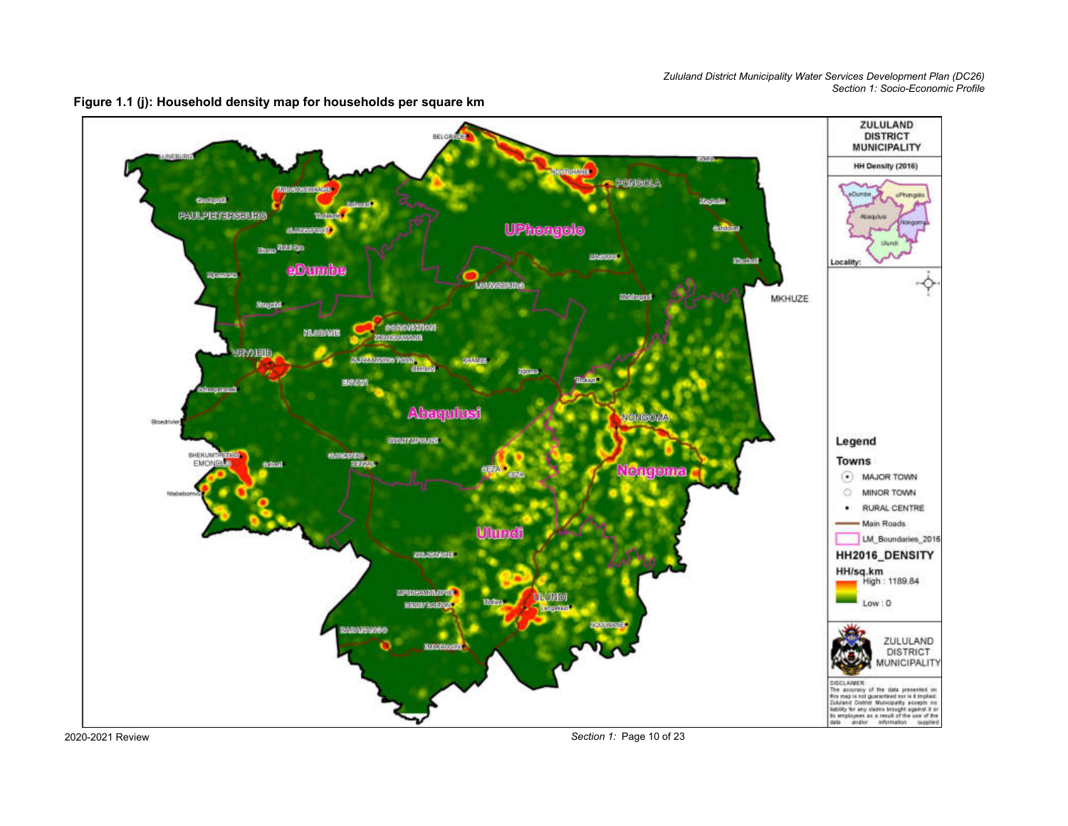**Figure 1.1 (j): Household density map for households per square km**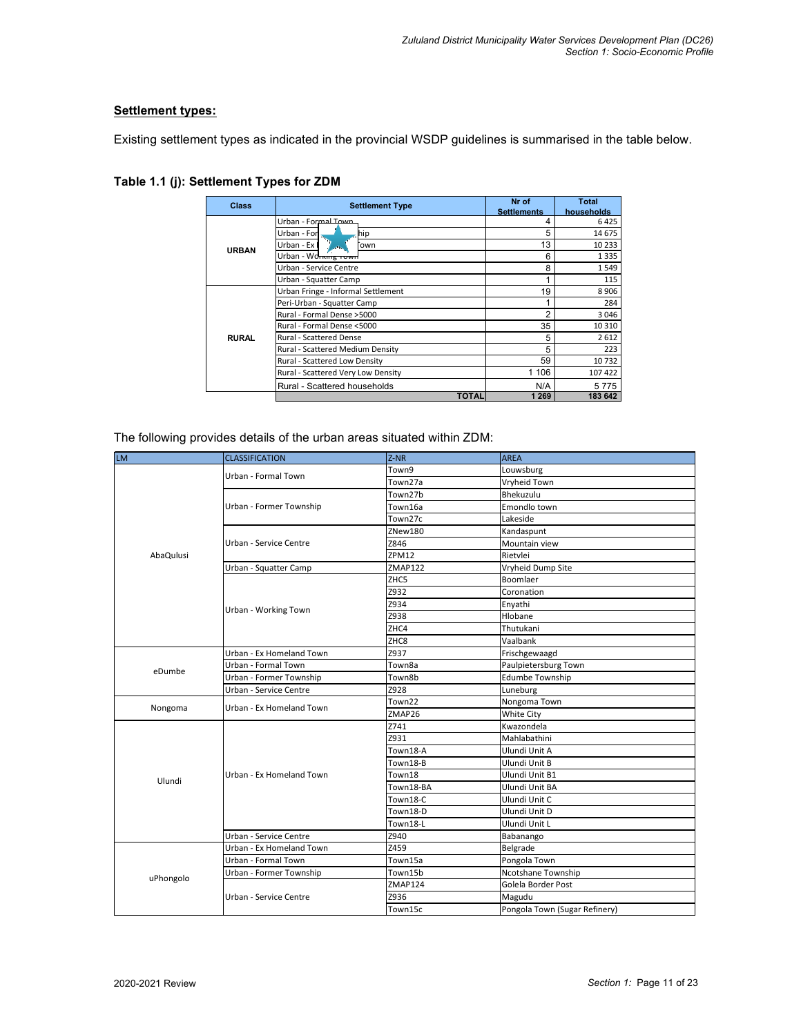**Settlement types:**

Existing settlement types as indicated in the provincial WSDP guidelines is summarised in the table below.

**Table 1.1 (j): Settlement Types for ZDM**

| Class | Settlement Type | Nr of Settlements | Total households |
|---|---|---|---|
| URBAN | Urban - Formal Town | 4 | 6 425 |
| | Urban - Former Township | 5 | 14 675 |
| | Urban - Ex Homeland Town | 13 | 10 233 |
| | Urban - Working Town | 6 | 1 335 |
| | Urban - Service Centre | 8 | 1 549 |
| | Urban - Squatter Camp | 1 | 115 |
| RURAL | Urban Fringe - Informal Settlement | 19 | 8 906 |
| | Peri-Urban - Squatter Camp | 1 | 284 |
| | Rural - Formal Dense >5000 | 2 | 3 046 |
| | Rural - Formal Dense <5000 | 35 | 10 310 |
| | Rural - Scattered Dense | 5 | 2 612 |
| | Rural - Scattered Medium Density | 5 | 223 |
| | Rural - Scattered Low Density | 59 | 10 732 |
| | Rural - Scattered Very Low Density | 1 106 | 107 422 |
| | Rural - Scattered households | N/A | 5 775 |
| | **TOTAL** | **1 269** | **183 642** |

The following provides details of the urban areas situated within ZDM:

| LM | CLASSIFICATION | Z-NR | AREA |
|---|---|---|---|
| AbaQulusi | Urban - Formal Town | Town9 | Louwsburg |
| | | Town27a | Vryheid Town |
| | Urban - Former Township | Town27b | Bhekuzulu |
| | | Town16a | Emondlo town |
| | | Town27c | Lakeside |
| | Urban - Service Centre | ZNew180 | Kandaspunt |
| | | Z846 | Mountain view |
| | | ZPM12 | Rietvlei |
| | Urban - Squatter Camp | ZMAP122 | Vryheid Dump Site |
| | Urban - Working Town | ZHC5 | Boomlaer |
| | | Z932 | Coronation |
| | | Z934 | Enyathi |
| | | Z938 | Hlobane |
| | | ZHC4 | Thutukani |
| | | ZHC8 | Vaalbank |
| eDumbe | Urban - Ex Homeland Town | Z937 | Frischgewaagd |
| | Urban - Formal Town | Town8a | Paulpietersburg Town |
| | Urban - Former Township | Town8b | Edumbe Township |
| | Urban - Service Centre | Z928 | Luneburg |
| Nongoma | Urban - Ex Homeland Town | Town22 | Nongoma Town |
| | | ZMAP26 | White City |
| Ulundi | Urban - Ex Homeland Town | Z741 | Kwazondela |
| | | Z931 | Mahlabathini |
| | | Town18-A | Ulundi Unit A |
| | | Town18-B | Ulundi Unit B |
| | | Town18 | Ulundi Unit B1 |
| | | Town18-BA | Ulundi Unit BA |
| | | Town18-C | Ulundi Unit C |
| | | Town18-D | Ulundi Unit D |
| | | Town18-L | Ulundi Unit L |
| | Urban - Service Centre | Z940 | Babanango |
| uPhongolo | Urban - Ex Homeland Town | Z459 | Belgrade |
| | Urban - Formal Town | Town15a | Pongola Town |
| | Urban - Former Township | Town15b | Ncotshane Township |
| | Urban - Service Centre | ZMAP124 | Golela Border Post |
| | | Z936 | Magudu |
| | | Town15c | Pongola Town (Sugar Refinery) |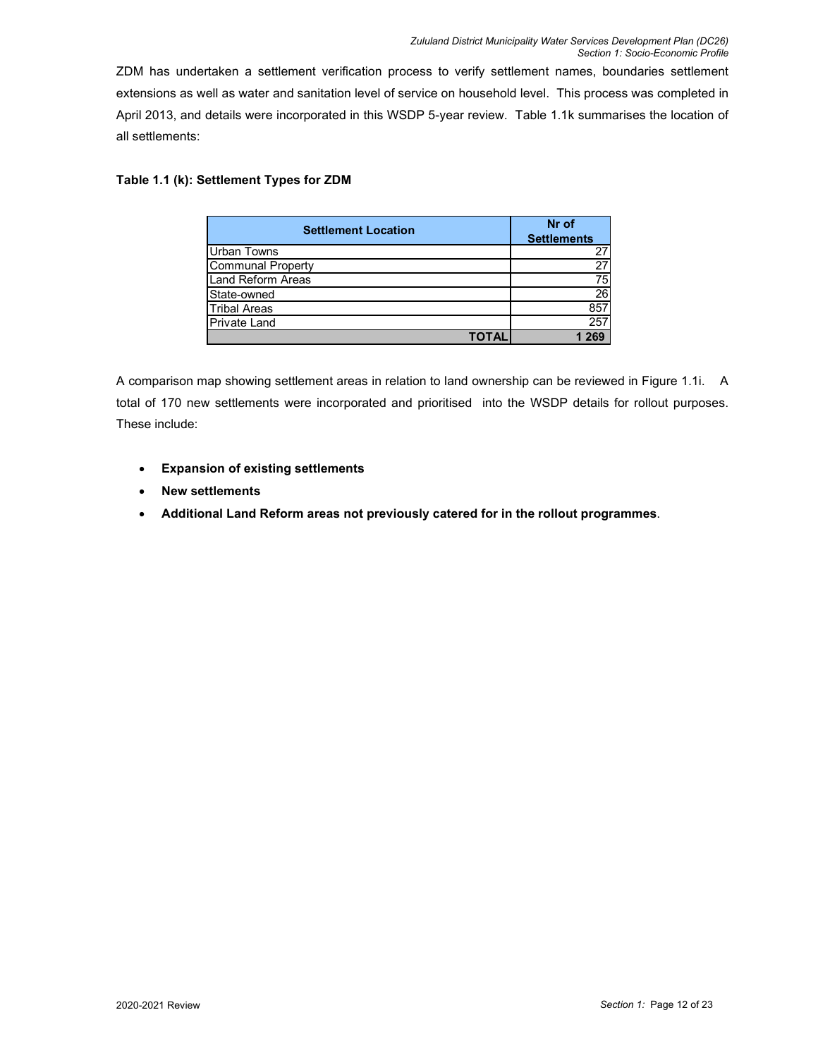ZDM has undertaken a settlement verification process to verify settlement names, boundaries settlement extensions as well as water and sanitation level of service on household level. This process was completed in April 2013, and details were incorporated in this WSDP 5-year review. Table 1.1k summarises the location of all settlements:

**Table 1.1 (k): Settlement Types for ZDM**

| Settlement Location | Nr of Settlements |
|---|---|
| Urban Towns | 27 |
| Communal Property | 27 |
| Land Reform Areas | 75 |
| State-owned | 26 |
| Tribal Areas | 857 |
| Private Land | 257 |
| **TOTAL** | **1 269** |

A comparison map showing settlement areas in relation to land ownership can be reviewed in Figure 1.1i. A total of 170 new settlements were incorporated and prioritised into the WSDP details for rollout purposes. These include:

- **Expansion of existing settlements**
- **New settlements**
- **Additional Land Reform areas not previously catered for in the rollout programmes**.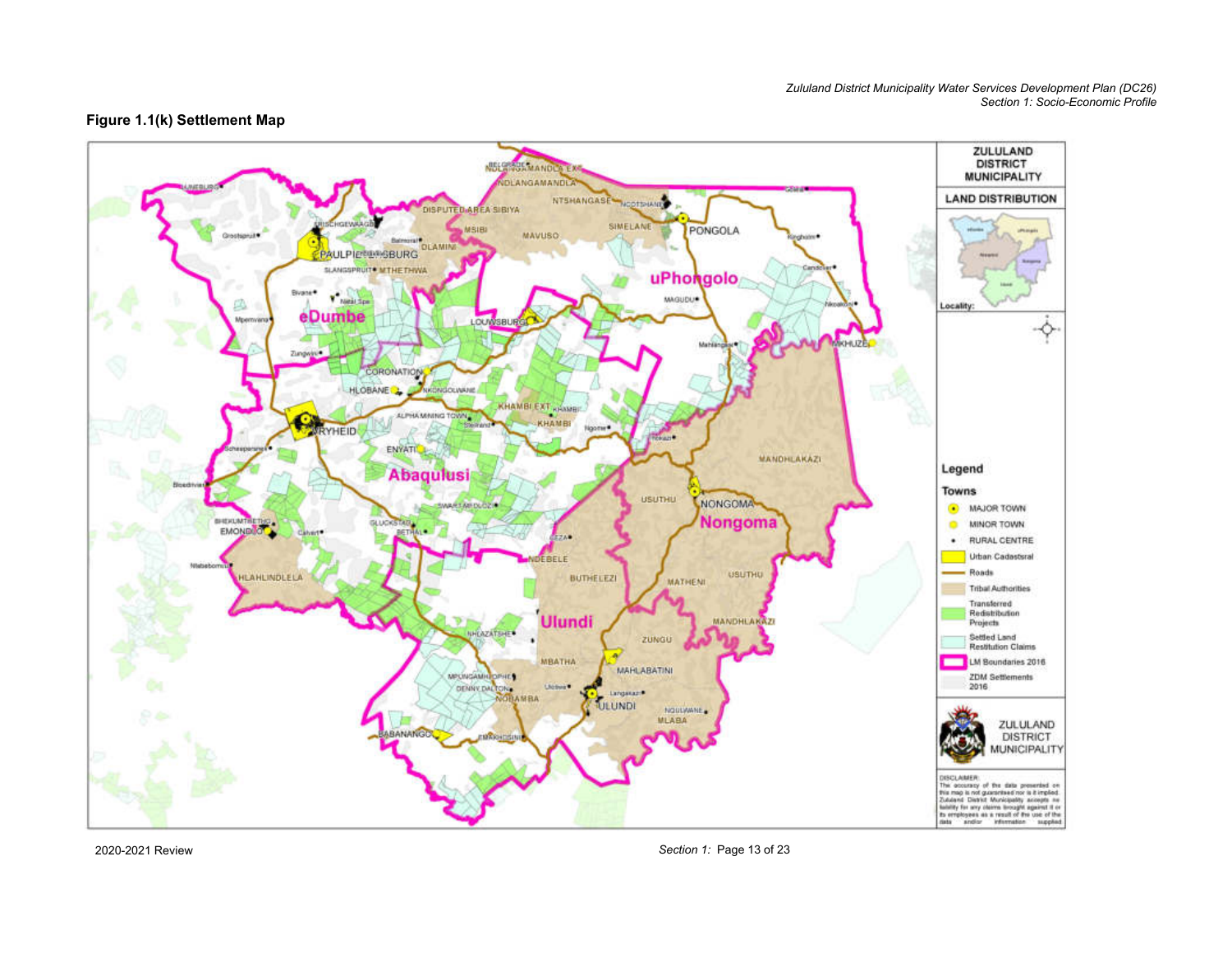## Figure 1.1(k) Settlement Map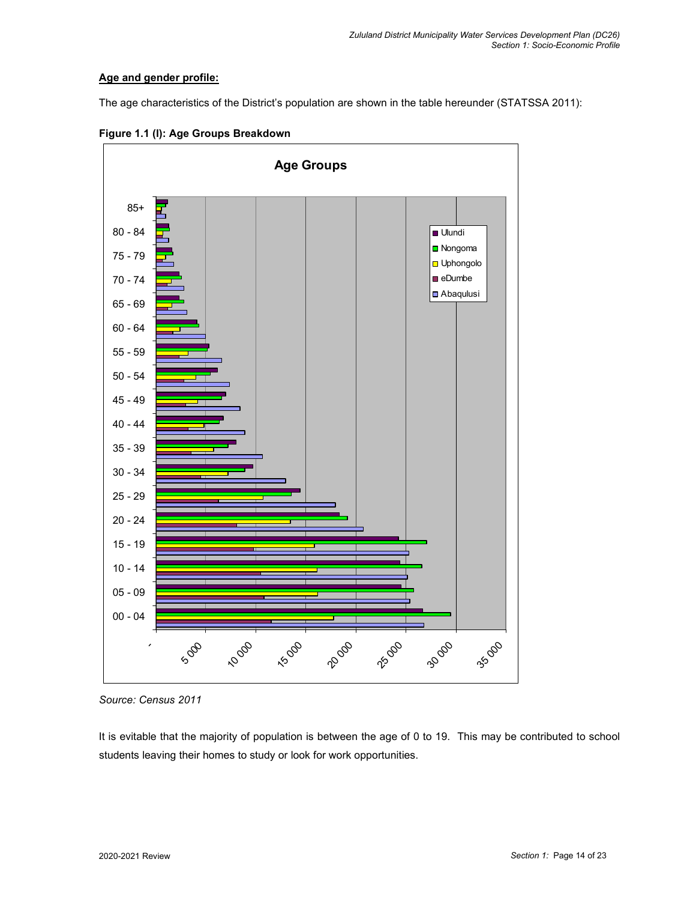**Age and gender profile:**

The age characteristics of the District's population are shown in the table hereunder (STATSSA 2011):

**Figure 1.1 (I): Age Groups Breakdown**

Source: Census 2011

It is evitable that the majority of population is between the age of 0 to 19. This may be contributed to school students leaving their homes to study or look for work opportunities.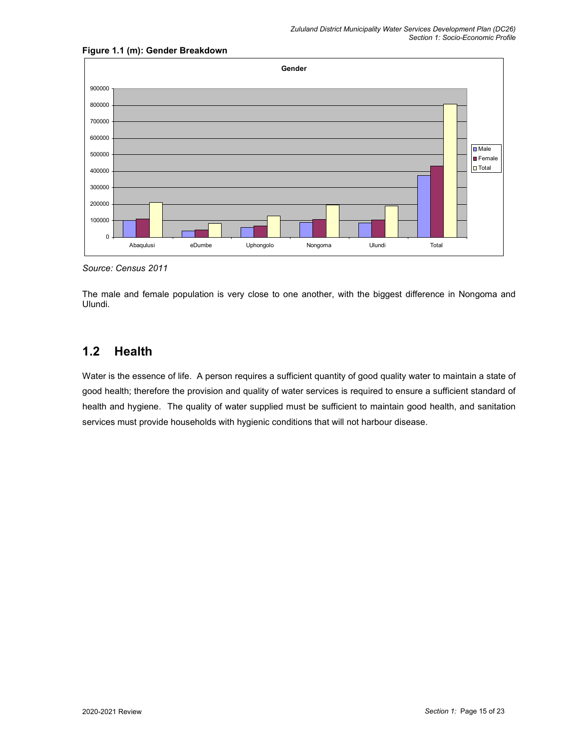**Figure 1.1 (m): Gender Breakdown**

*Source: Census 2011*

The male and female population is very close to one another, with the biggest difference in Nongoma and Ulundi.

## 1.2 Health

Water is the essence of life. A person requires a sufficient quantity of good quality water to maintain a state of good health; therefore the provision and quality of water services is required to ensure a sufficient standard of health and hygiene. The quality of water supplied must be sufficient to maintain good health, and sanitation services must provide households with hygienic conditions that will not harbour disease.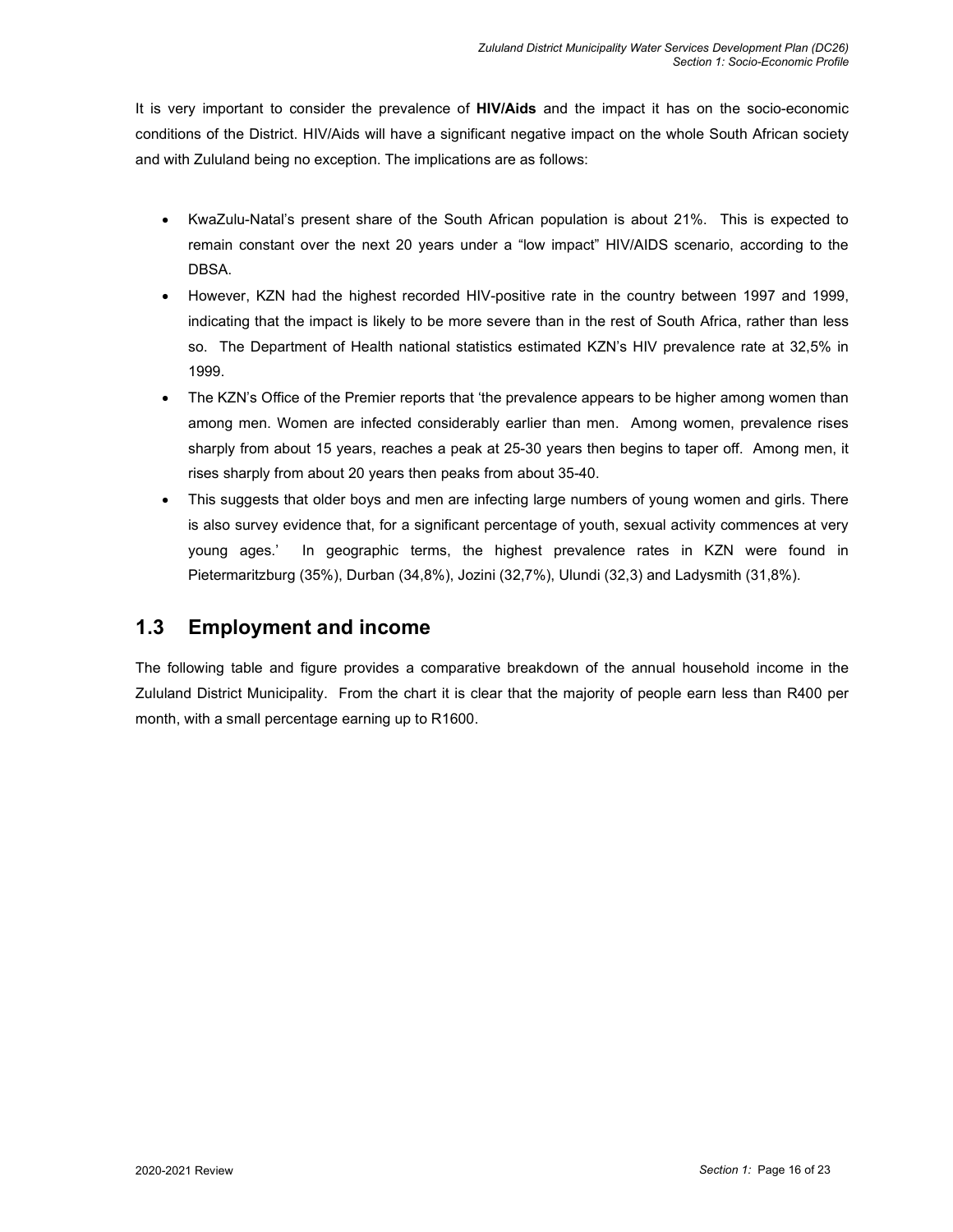It is very important to consider the prevalence of **HIV/Aids** and the impact it has on the socio-economic conditions of the District. HIV/Aids will have a significant negative impact on the whole South African society and with Zululand being no exception. The implications are as follows:

- KwaZulu-Natal's present share of the South African population is about 21%. This is expected to remain constant over the next 20 years under a "low impact" HIV/AIDS scenario, according to the DBSA.
- However, KZN had the highest recorded HIV-positive rate in the country between 1997 and 1999, indicating that the impact is likely to be more severe than in the rest of South Africa, rather than less so. The Department of Health national statistics estimated KZN's HIV prevalence rate at 32,5% in 1999.
- The KZN's Office of the Premier reports that 'the prevalence appears to be higher among women than among men. Women are infected considerably earlier than men. Among women, prevalence rises sharply from about 15 years, reaches a peak at 25-30 years then begins to taper off. Among men, it rises sharply from about 20 years then peaks from about 35-40.
- This suggests that older boys and men are infecting large numbers of young women and girls. There is also survey evidence that, for a significant percentage of youth, sexual activity commences at very young ages.' In geographic terms, the highest prevalence rates in KZN were found in Pietermaritzburg (35%), Durban (34,8%), Jozini (32,7%), Ulundi (32,3) and Ladysmith (31,8%).

## 1.3 Employment and income

The following table and figure provides a comparative breakdown of the annual household income in the Zululand District Municipality. From the chart it is clear that the majority of people earn less than R400 per month, with a small percentage earning up to R1600.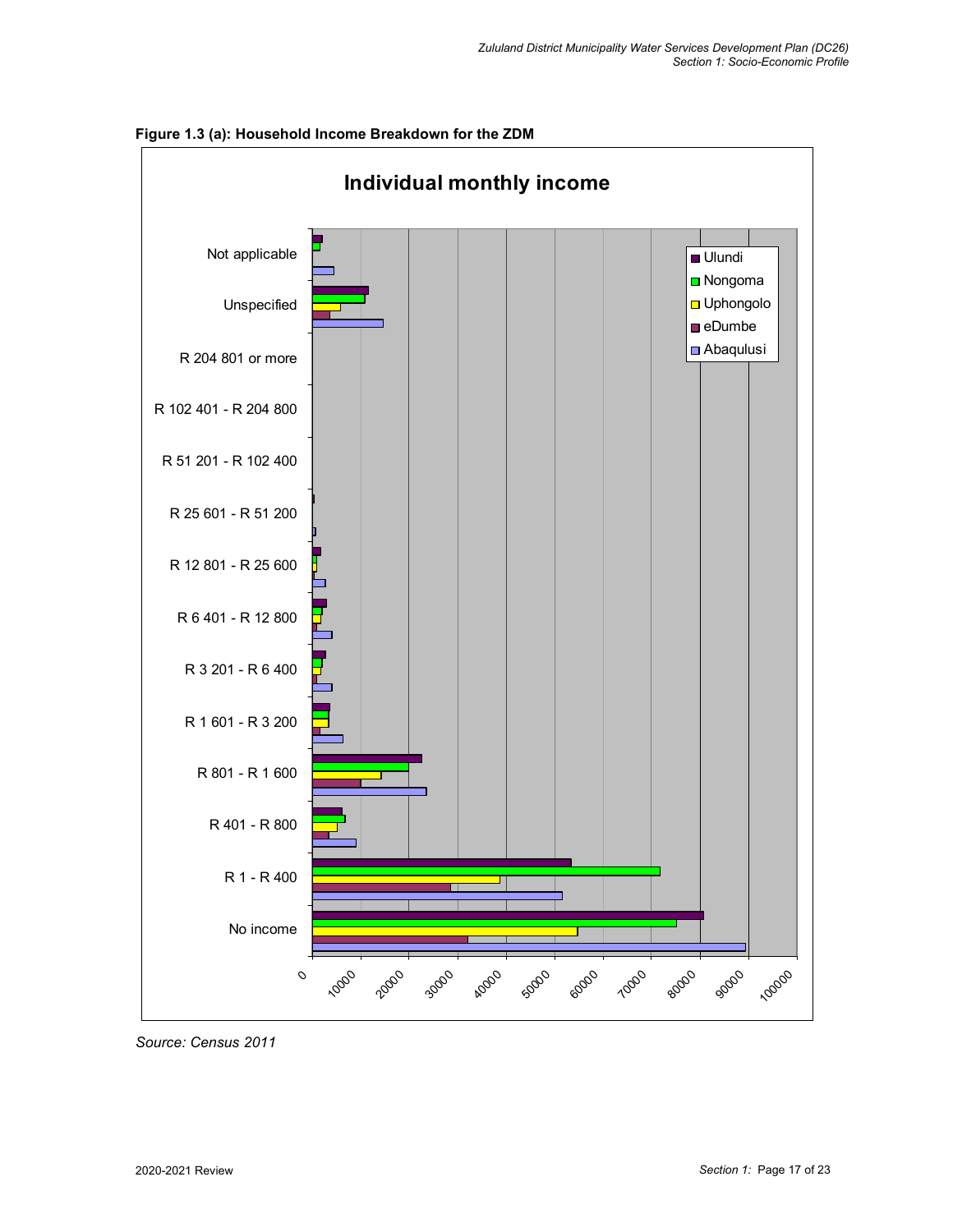**Figure 1.3 (a): Household Income Breakdown for the ZDM**

**Individual monthly income**

Legend: Ulundi, Nongoma, Uphongolo, eDumbe, Abaqulusi

Categories: Not applicable; Unspecified; R 204 801 or more; R 102 401 - R 204 800; R 51 201 - R 102 400; R 25 601 - R 51 200; R 12 801 - R 25 600; R 6 401 - R 12 800; R 3 201 - R 6 400; R 1 601 - R 3 200; R 801 - R 1 600; R 401 - R 800; R 1 - R 400; No income

Axis: 0, 10000, 20000, 30000, 40000, 50000, 60000, 70000, 80000, 90000, 100000

*Source: Census 2011*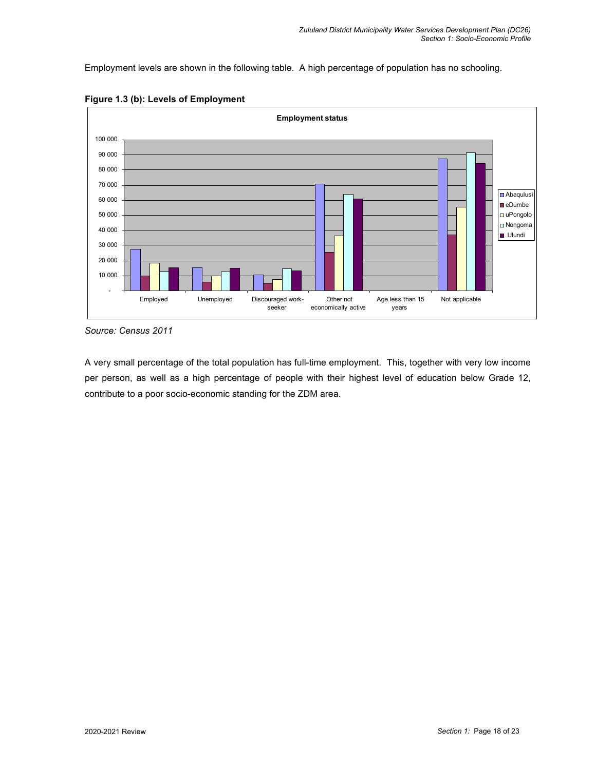Employment levels are shown in the following table. A high percentage of population has no schooling.

**Figure 1.3 (b): Levels of Employment**

*Source: Census 2011*

A very small percentage of the total population has full-time employment. This, together with very low income per person, as well as a high percentage of people with their highest level of education below Grade 12, contribute to a poor socio-economic standing for the ZDM area.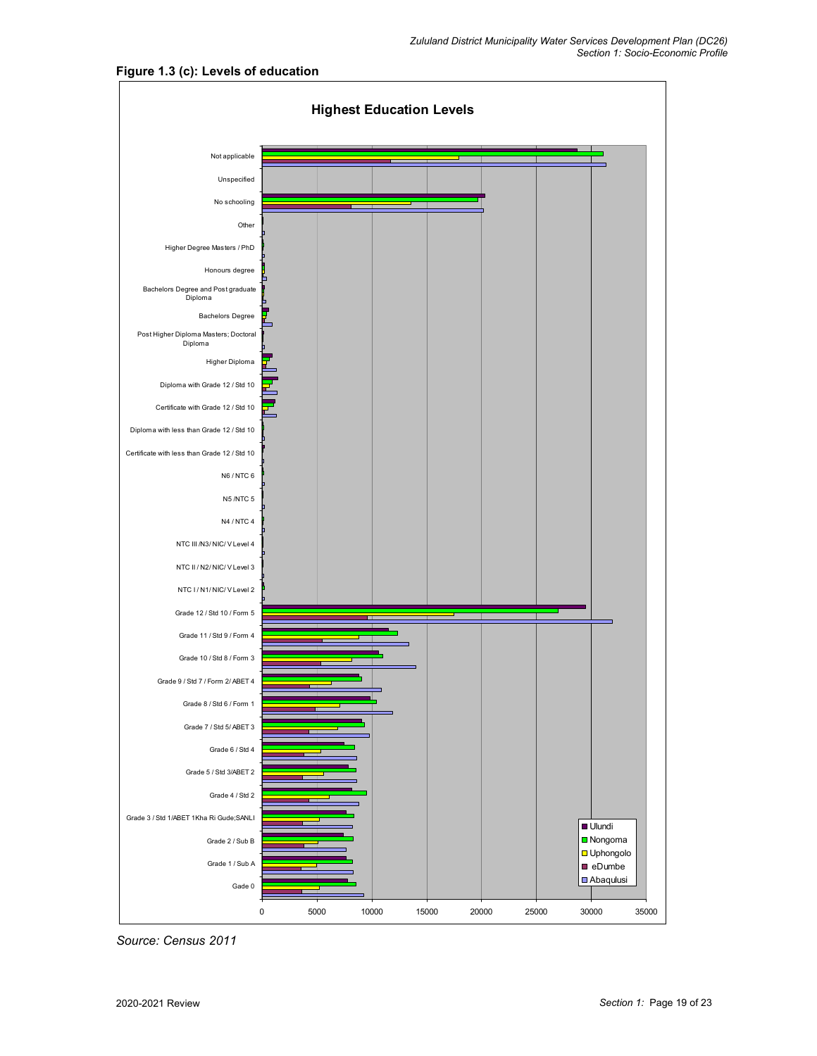**Figure 1.3 (c): Levels of education**

**Highest Education Levels**

*Source: Census 2011*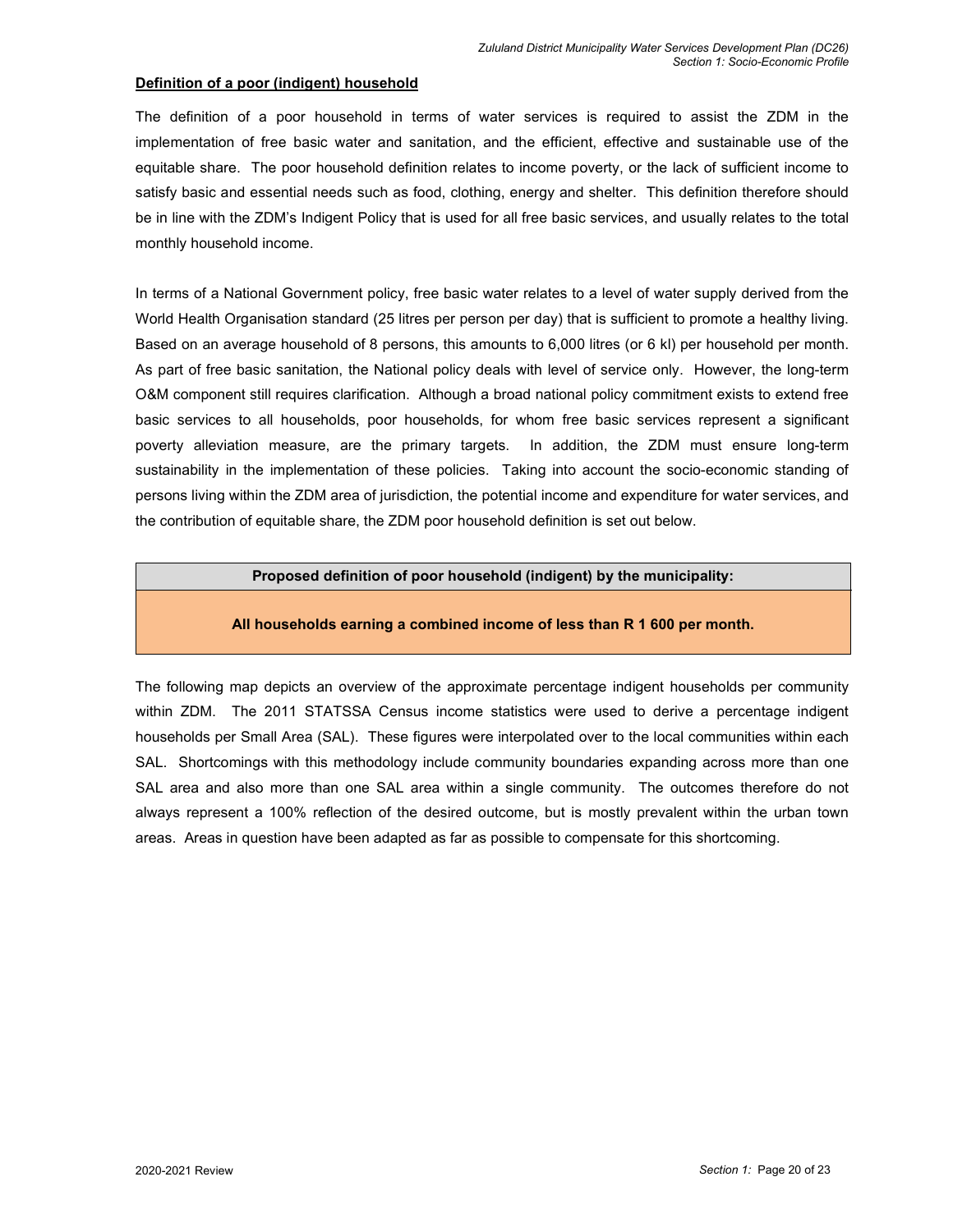**Definition of a poor (indigent) household**

The definition of a poor household in terms of water services is required to assist the ZDM in the implementation of free basic water and sanitation, and the efficient, effective and sustainable use of the equitable share. The poor household definition relates to income poverty, or the lack of sufficient income to satisfy basic and essential needs such as food, clothing, energy and shelter. This definition therefore should be in line with the ZDM's Indigent Policy that is used for all free basic services, and usually relates to the total monthly household income.

In terms of a National Government policy, free basic water relates to a level of water supply derived from the World Health Organisation standard (25 litres per person per day) that is sufficient to promote a healthy living. Based on an average household of 8 persons, this amounts to 6,000 litres (or 6 kl) per household per month. As part of free basic sanitation, the National policy deals with level of service only. However, the long-term O&M component still requires clarification. Although a broad national policy commitment exists to extend free basic services to all households, poor households, for whom free basic services represent a significant poverty alleviation measure, are the primary targets. In addition, the ZDM must ensure long-term sustainability in the implementation of these policies. Taking into account the socio-economic standing of persons living within the ZDM area of jurisdiction, the potential income and expenditure for water services, and the contribution of equitable share, the ZDM poor household definition is set out below.

| Proposed definition of poor household (indigent) by the municipality: |
|---|
| **All households earning a combined income of less than R 1 600 per month.** |

The following map depicts an overview of the approximate percentage indigent households per community within ZDM. The 2011 STATSSA Census income statistics were used to derive a percentage indigent households per Small Area (SAL). These figures were interpolated over to the local communities within each SAL. Shortcomings with this methodology include community boundaries expanding across more than one SAL area and also more than one SAL area within a single community. The outcomes therefore do not always represent a 100% reflection of the desired outcome, but is mostly prevalent within the urban town areas. Areas in question have been adapted as far as possible to compensate for this shortcoming.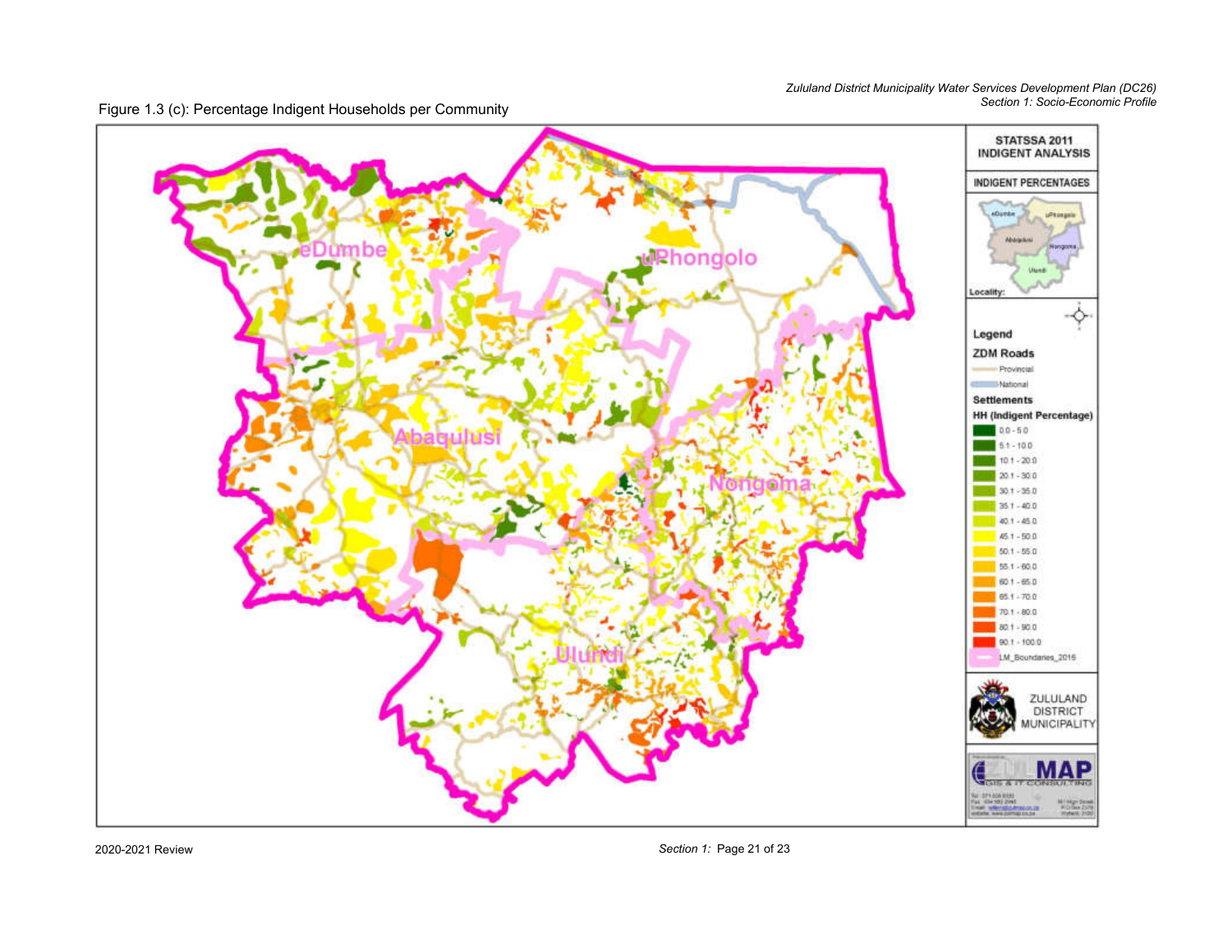Figure 1.3 (c): Percentage Indigent Households per Community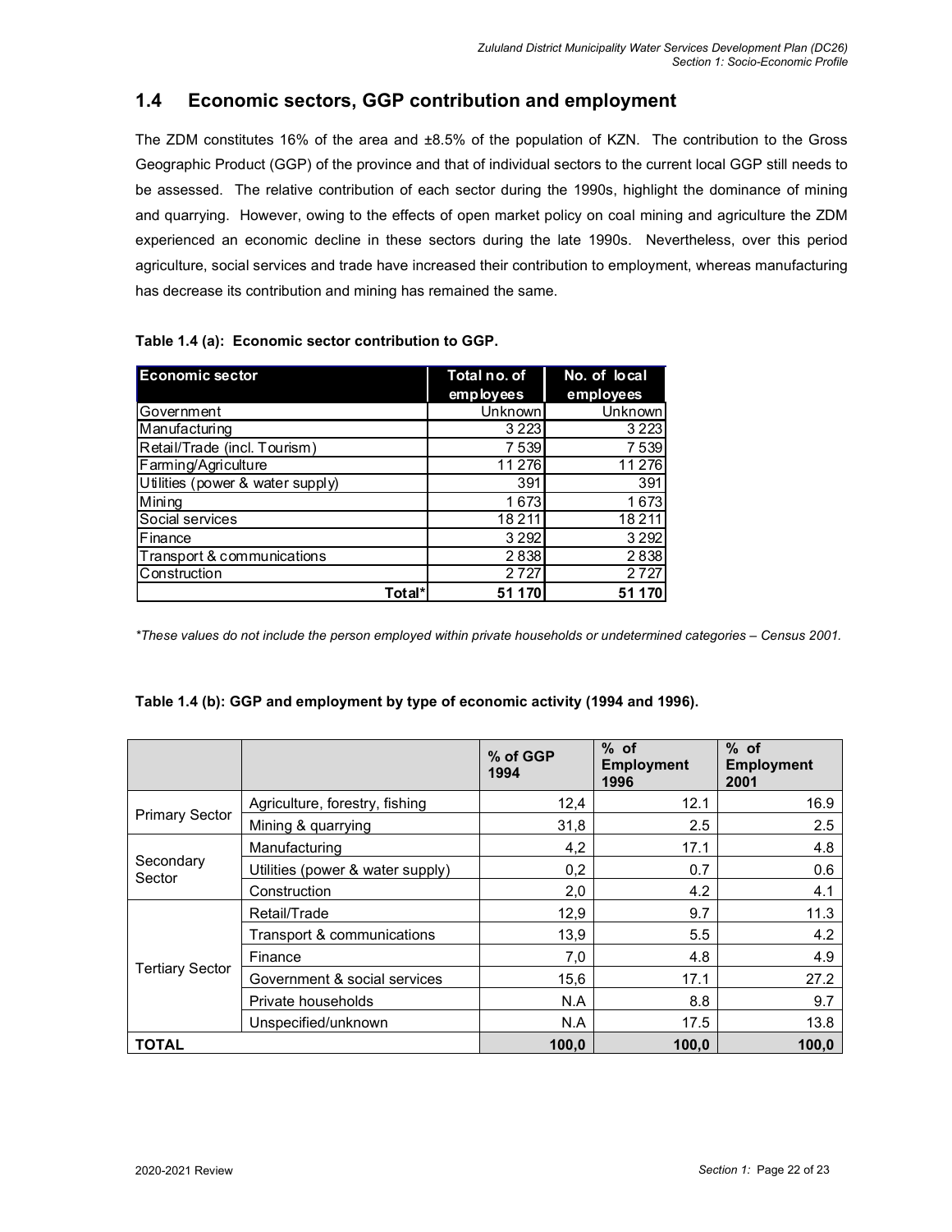## 1.4 Economic sectors, GGP contribution and employment

The ZDM constitutes 16% of the area and ±8.5% of the population of KZN. The contribution to the Gross Geographic Product (GGP) of the province and that of individual sectors to the current local GGP still needs to be assessed. The relative contribution of each sector during the 1990s, highlight the dominance of mining and quarrying. However, owing to the effects of open market policy on coal mining and agriculture the ZDM experienced an economic decline in these sectors during the late 1990s. Nevertheless, over this period agriculture, social services and trade have increased their contribution to employment, whereas manufacturing has decrease its contribution and mining has remained the same.

**Table 1.4 (a): Economic sector contribution to GGP.**

| Economic sector | Total no. of employees | No. of local employees |
|---|---|---|
| Government | Unknown | Unknown |
| Manufacturing | 3 223 | 3 223 |
| Retail/Trade (incl. Tourism) | 7 539 | 7 539 |
| Farming/Agriculture | 11 276 | 11 276 |
| Utilities (power & water supply) | 391 | 391 |
| Mining | 1 673 | 1 673 |
| Social services | 18 211 | 18 211 |
| Finance | 3 292 | 3 292 |
| Transport & communications | 2 838 | 2 838 |
| Construction | 2 727 | 2 727 |
| **Total*** | **51 170** | **51 170** |

*\*These values do not include the person employed within private households or undetermined categories – Census 2001.*

**Table 1.4 (b): GGP and employment by type of economic activity (1994 and 1996).**

| | | % of GGP 1994 | % of Employment 1996 | % of Employment 2001 |
|---|---|---|---|---|
| Primary Sector | Agriculture, forestry, fishing | 12,4 | 12.1 | 16.9 |
| | Mining & quarrying | 31,8 | 2.5 | 2.5 |
| Secondary Sector | Manufacturing | 4,2 | 17.1 | 4.8 |
| | Utilities (power & water supply) | 0,2 | 0.7 | 0.6 |
| | Construction | 2,0 | 4.2 | 4.1 |
| Tertiary Sector | Retail/Trade | 12,9 | 9.7 | 11.3 |
| | Transport & communications | 13,9 | 5.5 | 4.2 |
| | Finance | 7,0 | 4.8 | 4.9 |
| | Government & social services | 15,6 | 17.1 | 27.2 |
| | Private households | N.A | 8.8 | 9.7 |
| | Unspecified/unknown | N.A | 17.5 | 13.8 |
| **TOTAL** | | **100,0** | **100,0** | **100,0** |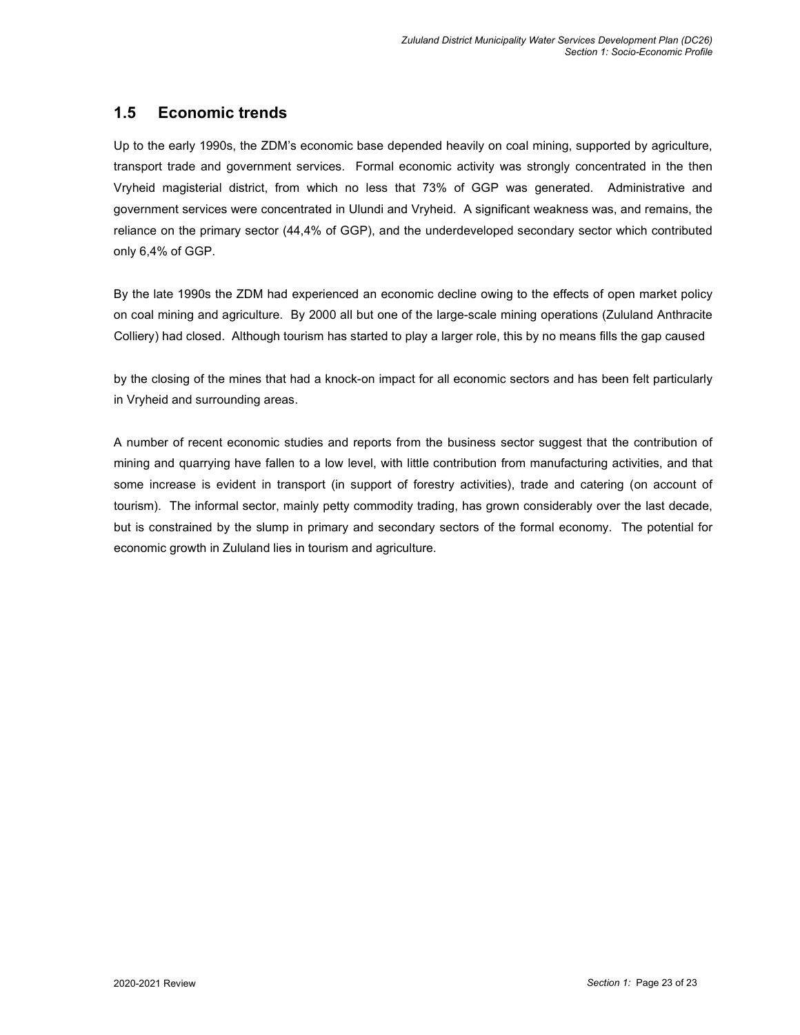## 1.5 Economic trends

Up to the early 1990s, the ZDM's economic base depended heavily on coal mining, supported by agriculture, transport trade and government services. Formal economic activity was strongly concentrated in the then Vryheid magisterial district, from which no less that 73% of GGP was generated. Administrative and government services were concentrated in Ulundi and Vryheid. A significant weakness was, and remains, the reliance on the primary sector (44,4% of GGP), and the underdeveloped secondary sector which contributed only 6,4% of GGP.

By the late 1990s the ZDM had experienced an economic decline owing to the effects of open market policy on coal mining and agriculture. By 2000 all but one of the large-scale mining operations (Zululand Anthracite Colliery) had closed. Although tourism has started to play a larger role, this by no means fills the gap caused by the closing of the mines that had a knock-on impact for all economic sectors and has been felt particularly in Vryheid and surrounding areas.

A number of recent economic studies and reports from the business sector suggest that the contribution of mining and quarrying have fallen to a low level, with little contribution from manufacturing activities, and that some increase is evident in transport (in support of forestry activities), trade and catering (on account of tourism). The informal sector, mainly petty commodity trading, has grown considerably over the last decade, but is constrained by the slump in primary and secondary sectors of the formal economy. The potential for economic growth in Zululand lies in tourism and agriculture.